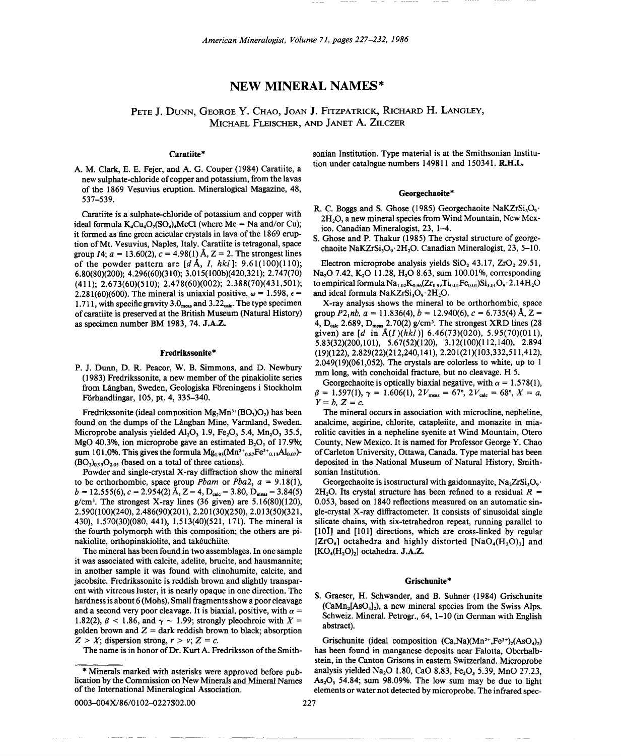# NEW MINERAL NAMES*

PETE J. DUNN, GEORGE Y. CHAO, JOAN J. FITZPATRICK, RICHARD H. LANGLEY, MICHAEL FLEISCHER, AND JANET A. ZILCZER

## Caratiite*

A. M. Clark, E. E. Fejer, and A. G. Couper (1984) Caratiite, a new sulphate-chloride of copper and potassium, from the lavas of the 1869 Vesuvius eruption. Mineralogical Magazine, 48, 537–539.

Caratiite is a sulphate-chloride of potassium and copper with ideal formula $K_4Cu_4O_2(SO_4)_4MeCl$ (where Me = Na and/or Cu); it formed as fine green acicular crystals in lava of the 1869 eruption of Mt. Vesuvius, Naples, Italy. Caratiite is tetragonal, space group $I4$; $a = 13.60(2)$, $c = 4.98(1)$ Å, Z = 2. The strongest lines of the powder pattern are [$d$ Å, $I$, $hkl$]: 9.61(100)(110); 6.80(80)(200); 4.296(60)(310); 3.015(100b)(420,321); 2.747(70)(411); 2.673(60)(510); 2.478(60)(002); 2.388(70)(431,501); 2.281(60)(600). The mineral is uniaxial positive, $\omega = 1.598$, $\epsilon = 1.711$, with specific gravity $3.0_{meas}$ and $3.22_{calc}$. The type specimen of caratiite is preserved at the British Museum (Natural History) as specimen number BM 1983, 74. **J.A.Z.**

## Fredrikssonite*

P. J. Dunn, D. R. Peacor, W. B. Simmons, and D. Newbury (1983) Fredrikssonite, a new member of the pinakiolite series from Långban, Sweden, Geologiska Föreningens i Stockholm Förhandlingar, 105, pt. 4, 335–340.

Fredrikssonite (ideal composition $Mg_2Mn^{3+}(BO_3)O_2$) has been found on the dumps of the Långban Mine, Varmland, Sweden. Microprobe analysis yielded $Al_2O_3$ 1.9, $Fe_2O_3$ 5.4, $Mn_2O_3$ 35.5, MgO 40.3%, ion microprobe gave an estimated $B_2O_3$ of 17.9%; sum 101.0%. This gives the formula $Mg_{1.93}(Mn^{3+}_{0.87}Fe^{3+}_{0.13}Al_{0.07})(BO_3)_{0.99}O_{2.05}$ (based on a total of three cations).

Powder and single-crystal X-ray diffraction show the mineral to be orthorhombic, space group $Pbam$ or $Pba2$, $a = 9.18(1)$, $b = 12.555(6)$, $c = 2.954(2)$ Å, Z = 4, $D_{calc} = 3.80$, $D_{meas} = 3.84(5)$ g/cm³. The strongest X-ray lines (36 given) are 5.16(80)(120), 2.590(100)(240), 2.486(90)(201), 2.201(30)(250), 2.013(50)(321, 430), 1.570(30)(080, 441), 1.513(40)(521, 171). The mineral is the fourth polymorph with this composition; the others are pinakiolite, orthopinakiolite, and takéuchiite.

The mineral has been found in two assemblages. In one sample it was associated with calcite, adelite, brucite, and hausmannite; in another sample it was found with clinohumite, calcite, and jacobsite. Fredrikssonite is reddish brown and slightly transparent with vitreous luster, it is nearly opaque in one direction. The hardness is about 6 (Mohs). Small fragments show a poor cleavage and a second very poor cleavage. It is biaxial, positive, with $\alpha = 1.82(2)$, $\beta < 1.86$, and $\gamma \sim 1.99$; strongly pleochroic with X = golden brown and Z = dark reddish brown to black; absorption Z > X; dispersion strong, $r > v$; Z = c.

The name is in honor of Dr. Kurt A. Fredriksson of the Smithsonian Institution. Type material is at the Smithsonian Institution under catalogue numbers 149811 and 150341. **R.H.L.**

## Georgechaoite*

R. C. Boggs and S. Ghose (1985) Georgechaoite $NaKZrSi_3O_9 \cdot 2H_2O$, a new mineral species from Wind Mountain, New Mexico. Canadian Mineralogist, 23, 1–4.

S. Ghose and P. Thakur (1985) The crystal structure of georgechaoite $NaKZrSi_3O_9 \cdot 2H_2O$. Canadian Mineralogist, 23, 5–10.

Electron microprobe analysis yields $SiO_2$ 43.17, $ZrO_2$ 29.51, $Na_2O$ 7.42, $K_2O$ 11.28, $H_2O$ 8.63, sum 100.01%, corresponding to empirical formula $Na_{1.02}K_{0.96}(Zr_{0.99}Ti_{0.01}Fe_{0.01})Si_{3.01}O_9 \cdot 2.14H_2O$ and ideal formula $NaKZrSi_3O_9 \cdot 2H_2O$.

X-ray analysis shows the mineral to be orthorhombic, space group $P2_1nb$, $a = 11.836(4)$, $b = 12.940(6)$, $c = 6.735(4)$ Å, Z = 4, $D_{calc}$ 2.689, $D_{meas}$ 2.70(2) g/cm³. The strongest XRD lines (28 given) are [$d$ in Å($I$)($hkl$)] 6.46(73)(020), 5.95(70)(011), 5.83(32)(200,101), 5.67(52)(120), 3.12(100)(112,140), 2.894(19)(122), 2.829(22)(212,240,141), 2.201(21)(103,332,511,412), 2.049(19)(061,052). The crystals are colorless to white, up to 1 mm long, with conchoidal fracture, but no cleavage. H 5.

Georgechaoite is optically biaxial negative, with $\alpha = 1.578(1)$, $\beta = 1.597(1)$, $\gamma = 1.606(1)$, $2V_{meas} = 67°$, $2V_{calc} = 68°$, X = a, Y = b, Z = c.

The mineral occurs in association with microcline, nepheline, analcime, aegirine, chlorite, catapleiite, and monazite in miarolitic cavities in a nepheline syenite at Wind Mountain, Otero County, New Mexico. It is named for Professor George Y. Chao of Carleton University, Ottawa, Canada. Type material has been deposited in the National Museum of Natural History, Smithsonian Institution.

Georgechaoite is isostructural with gaidonnayite, $Na_2ZrSi_3O_9 \cdot 2H_2O$. Its crystal structure has been refined to a residual R = 0.053, based on 1840 reflections measured on an automatic single-crystal X-ray diffractometer. It consists of sinusoidal single silicate chains, with six-tetrahedron repeat, running parallel to [10$\bar{1}$] and [101] directions, which are cross-linked by regular [$ZrO_6$] octahedra and highly distorted [$NaO_4(H_2O)_2$] and [$KO_4(H_2O)_2$] octahedra. **J.A.Z.**

## Grischunite*

S. Graeser, H. Schwander, and B. Suhner (1984) Grischunite ($CaMn_2[AsO_4]_2$), a new mineral species from the Swiss Alps. Schweiz. Mineral. Petrogr., 64, 1–10 (in German with English abstract).

Grischunite (ideal composition $(Ca,Na)(Mn^{2+},Fe^{3+})_2(AsO_4)_2$) has been found in manganese deposits near Falotta, Oberhalbstein, in the Canton Grisons in eastern Switzerland. Microprobe analysis yielded $Na_2O$ 1.80, CaO 8.83, $Fe_2O_3$ 5.39, MnO 27.23, $As_2O_5$ 54.84; sum 98.09%. The low sum may be due to light elements or water not detected by microprobe. The infrared spec-

* Minerals marked with asterisks were approved before publication by the Commission on New Minerals and Mineral Names of the International Mineralogical Association.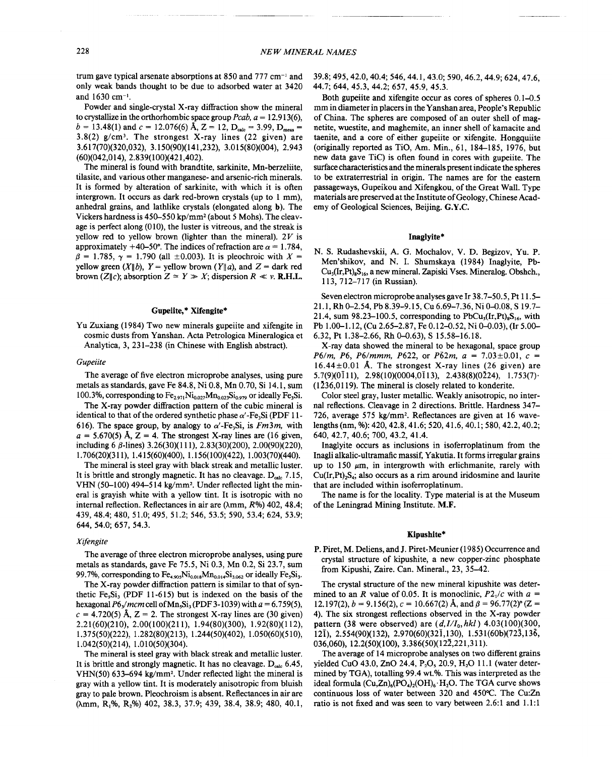trum gave typical arsenate absorptions at 850 and 777 $cm^{-1}$ and only weak bands thought to be due to adsorbed water at 3420 and 1630 $cm^{-1}$.

Powder and single-crystal X-ray diffraction show the mineral to crystallize in the orthorhombic space group *Pcab*, $a = 12.913(6)$, $b = 13.48(1)$ and $c = 12.076(6)$ Å, Z = 12, $D_{calc} = 3.99$, $D_{meas} = 3.8(2)$ g/$cm^3$. The strongest X-ray lines (22 given) are 3.617(70)(320,032), 3.150(90)(141,232), 3.015(80)(004), 2.943 (60)(042,014), 2.839(100)(421,402).

The mineral is found with brandtite, sarkinite, Mn-berzeliite, tilasite, and various other manganese- and arsenic-rich minerals. It is formed by alteration of sarkinite, with which it is often intergrown. It occurs as dark red-brown crystals (up to 1 mm), anhedral grains, and lathlike crystals (elongated along **b**). The Vickers hardness is 450–550 kp/$mm^2$ (about 5 Mohs). The cleavage is perfect along (010), the luster is vitreous, and the streak is yellow red to yellow brown (lighter than the mineral). 2V is approximately +40–50°. The indices of refraction are $\alpha = 1.784$, $\beta = 1.785$, $\gamma = 1.790$ (all ±0.003). It is pleochroic with X = yellow green (X‖b), Y = yellow brown (Y‖a), and Z = dark red brown (Z‖c); absorption $Z \simeq Y \gg X$; dispersion $R \ll v$. **R.H.L.**

## Gupeiite,* Xifengite*

Yu Zuxiang (1984) Two new minerals gupeiite and xifengite in cosmic dusts from Yanshan. Acta Petrologica Mineralogica et Analytica, 3, 231–238 (in Chinese with English abstract).

### *Gupeiite*

The average of five electron microprobe analyses, using pure metals as standards, gave Fe 84.8, Ni 0.8, Mn 0.70, Si 14.1, sum 100.3%, corresponding to $Fe_{2.971}Ni_{0.027}Mn_{0.023}Si_{0.979}$ or ideally $Fe_3Si$.

The X-ray powder diffraction pattern of the cubic mineral is identical to that of the ordered synthetic phase $\alpha'$-$Fe_3Si$ (PDF 11-616). The space group, by analogy to $\alpha'$-$Fe_3Si$, is $Fm3m$, with $a = 5.670(5)$ Å, Z = 4. The strongest X-ray lines are (16 given, including 6 $\beta$-lines) 3.26(30)(111), 2.83(30)(200), 2.00(90)(220), 1.706(20)(311), 1.415(60)(400), 1.156(100)(422), 1.003(70)(440).

The mineral is steel gray with black streak and metallic luster. It is brittle and strongly magnetic. It has no cleavage. $D_{calc}$ 7.15, VHN (50–100) 494–514 kg/$mm^2$. Under reflected light the mineral is grayish white with a yellow tint. It is isotropic with no internal reflection. Reflectances in air are (λmm, R%) 402, 48.4; 439, 48.4; 480, 51.0; 495, 51.2; 546, 53.5; 590, 53.4; 624, 53.9; 644, 54.0; 657, 54.3.

### *Xifengite*

The average of three electron microprobe analyses, using pure metals as standards, gave Fe 75.5, Ni 0.3, Mn 0.2, Si 23.7, sum 99.7%, corresponding to $Fe_{4.905}Ni_{0.018}Mn_{0.014}Si_{3.062}$ or ideally $Fe_5Si_3$.

The X-ray powder diffraction pattern is similar to that of synthetic $Fe_5Si_3$ (PDF 11-615) but is indexed on the basis of the hexagonal $P6_3/mcm$ cell of $Mn_5Si_3$ (PDF 3-1039) with $a = 6.759(5)$, $c = 4.720(5)$ Å, Z = 2. The strongest X-ray lines are (30 given) 2.21(60)(210), 2.00(100)(211), 1.94(80)(300), 1.92(80)(112), 1.375(50)(222), 1.282(80)(213), 1.244(50)(402), 1.050(60)(510), 1.042(50)(214), 1.010(50)(304).

The mineral is steel gray with black streak and metallic luster. It is brittle and strongly magnetic. It has no cleavage. $D_{calc}$ 6.45, VHN(50) 633–694 kg/$mm^2$. Under reflected light the mineral is gray with a yellow tint. It is moderately anisotropic from bluish gray to pale brown. Pleochroism is absent. Reflectances in air are (λmm, $R_1$%, $R_2$%) 402, 38.3, 37.9; 439, 38.4, 38.9; 480, 40.1, 39.8; 495, 42.0, 40.4; 546, 44.1, 43.0; 590, 46.2, 44.9; 624, 47.6, 44.7; 644, 45.3, 44.2; 657, 45.9, 45.3.

Both gupeiite and xifengite occur as cores of spheres 0.1–0.5 mm in diameter in placers in the Yanshan area, People's Republic of China. The spheres are composed of an outer shell of magnetite, wuestite, and maghemite, an inner shell of kamacite and taenite, and a core of either gupeiite or xifengite. Hongquiite (originally reported as TiO, Am. Min., 61, 184–185, 1976, but new data gave TiC) is often found in cores with gupeiite. The surface characteristics and the minerals present indicate the spheres to be extraterrestrial in origin. The names are for the eastern passageways, Gupeikou and Xifengkou, of the Great Wall. Type materials are preserved at the Institute of Geology, Chinese Academy of Geological Sciences, Beijing. **G.Y.C.**

## Inaglyite*

N. S. Rudashevskii, A. G. Mochalov, V. D. Begizov, Yu. P. Men'shikov, and N. I. Shumskaya (1984) Inaglyite, $PbCu_3(Ir,Pt)_8S_{16}$, a new mineral. Zapiski Vses. Mineralog. Obshch., 113, 712–717 (in Russian).

Seven electron microprobe analyses gave Ir 38.7–50.5, Pt 11.5–21.1, Rh 0–2.54, Pb 8.39–9.15, Cu 6.69–7.36, Ni 0–0.08, S 19.7–21.4, sum 98.23–100.5, corresponding to $PbCu_3(Ir,Pt)_8S_{16}$, with Pb 1.00–1.12, (Cu 2.65–2.87, Fe 0.12–0.52, Ni 0–0.03), (Ir 5.00–6.32, Pt 1.38–2.66, Rh 0–0.63), S 15.58–16.18.

X-ray data showed the mineral to be hexagonal, space group $P6/m$, $P6$, $P6/mmm$, $P622$, or $P\bar{6}2m$, $a = 7.03 \pm 0.01$, $c = 16.44 \pm 0.01$ Å. The strongest X-ray lines (26 given) are 5.7(9)($0\bar{1}11$), 2.98(10)(0004,$0\bar{1}13$), 2.438(8)($0\bar{2}24$), 1.753(7)·($1\bar{2}36$,0119). The mineral is closely related to konderite.

Color steel gray, luster metallic. Weakly anisotropic, no internal reflections. Cleavage in 2 directions. Brittle. Hardness 347–726, average 575 kg/$mm^2$. Reflectances are given at 16 wavelengths (nm, %): 420, 42.8, 41.6; 520, 41.6, 40.1; 580, 42.2, 40.2; 640, 42.7, 40.6; 700, 43.2, 41.4.

Inaglyite occurs as inclusions in isoferroplatinum from the Inagli alkalic-ultramafic massif, Yakutia. It forms irregular grains up to 150 μm, in intergrowth with erlichmanite, rarely with $Cu(Ir,Pt)_2S_4$; also occurs as a rim around iridosmine and laurite that are included within isoferroplatinum.

The name is for the locality. Type material is at the Museum of the Leningrad Mining Institute. **M.F.**

## Kipushite*

P. Piret, M. Deliens, and J. Piret-Meunier (1985) Occurrence and crystal structure of kipushite, a new copper-zinc phosphate from Kipushi, Zaire. Can. Mineral., 23, 35–42.

The crystal structure of the new mineral kipushite was determined to an R value of 0.05. It is monoclinic, $P2_1/c$ with $a = 12.197(2)$, $b = 9.156(2)$, $c = 10.667(2)$ Å, and $\beta = 96.77(2)°$ (Z = 4). The six strongest reflections observed in the X-ray powder pattern (38 were observed) are ($d$,$I/I_0$,$hkl$) 4.03(100)(300, $12\bar{1}$), 2.554(90)(132), 2.970(60)($32\bar{1}$,130), 1.531(60b)($72\bar{3}$,$13\bar{6}$, 036,060), 12.2(50)(100), 3.386(50)($12\bar{2}$,221,311).

The average of 14 microprobe analyses on two different grains yielded CuO 43.0, ZnO 24.4, $P_2O_5$ 20.9, $H_2O$ 11.1 (water determined by TGA), totalling 99.4 wt.%. This was interpreted as the ideal formula $(Cu,Zn)_6(PO_4)_2(OH)_6 \cdot H_2O$. The TGA curve shows continuous loss of water between 320 and 450°C. The Cu:Zn ratio is not fixed and was seen to vary between 2.6:1 and 1.1:1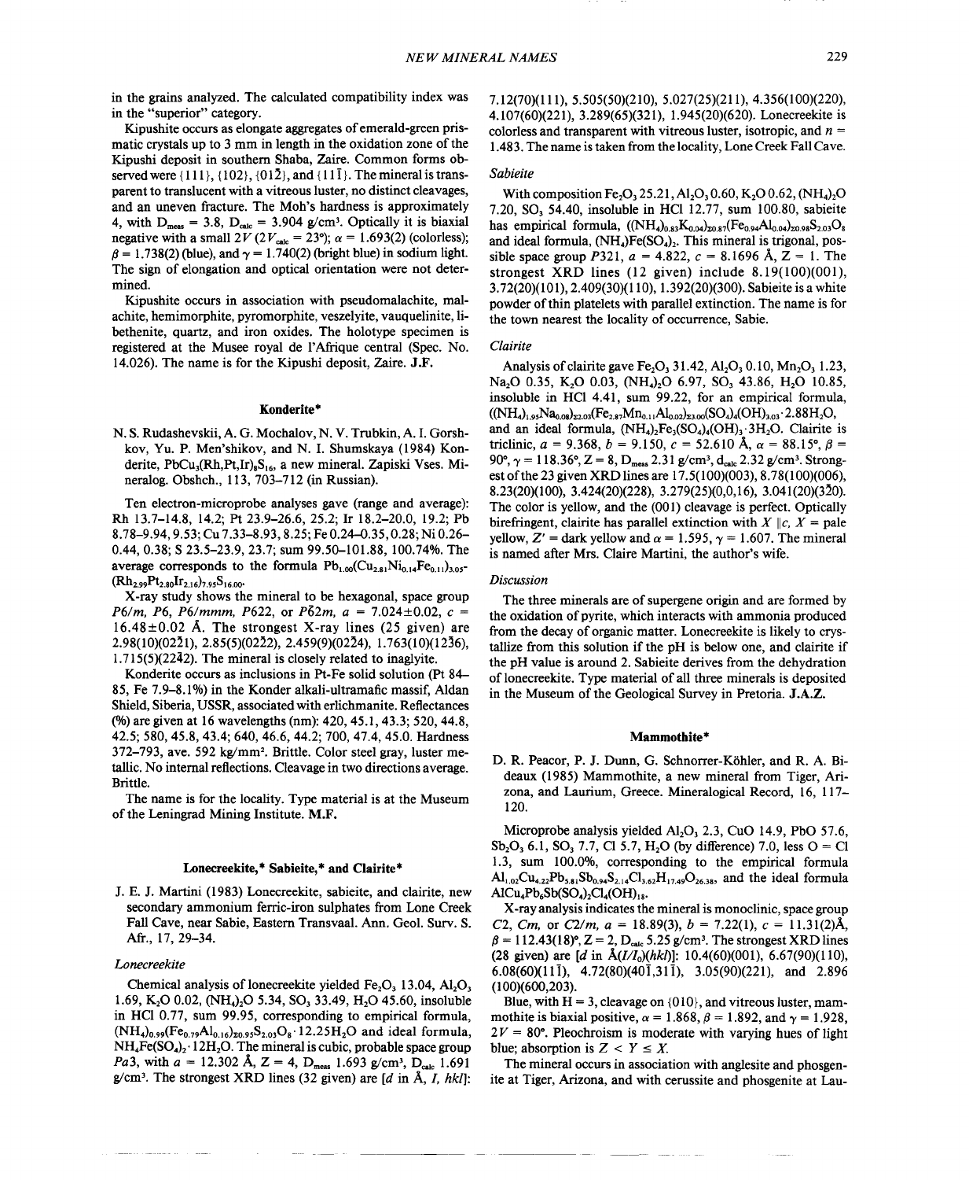in the grains analyzed. The calculated compatibility index was in the "superior" category.

Kipushite occurs as elongate aggregates of emerald-green prismatic crystals up to 3 mm in length in the oxidation zone of the Kipushi deposit in southern Shaba, Zaire. Common forms observed were {111}, {102}, {01$\bar{2}$}, and {11$\bar{1}$}. The mineral is transparent to translucent with a vitreous luster, no distinct cleavages, and an uneven fracture. The Moh's hardness is approximately 4, with $D_{meas}$ = 3.8, $D_{calc}$ = 3.904 g/cm³. Optically it is biaxial negative with a small $2V$ ($2V_{calc}$ = 23°); $\alpha$ = 1.693(2) (colorless); $\beta$ = 1.738(2) (blue), and $\gamma$ = 1.740(2) (bright blue) in sodium light. The sign of elongation and optical orientation were not determined.

Kipushite occurs in association with pseudomalachite, malachite, hemimorphite, pyromorphite, veszelyite, vauquelinite, libethenite, quartz, and iron oxides. The holotype specimen is registered at the Musee royal de l'Afrique central (Spec. No. 14.026). The name is for the Kipushi deposit, Zaire. **J.F.**

## Konderite*

N. S. Rudashevskii, A. G. Mochalov, N. V. Trubkin, A. I. Gorshkov, Yu. P. Men'shikov, and N. I. Shumskaya (1984) Konderite, $PbCu_3(Rh,Pt,Ir)_8S_{16}$, a new mineral. Zapiski Vses. Mineralog. Obshch., 113, 703–712 (in Russian).

Ten electron-microprobe analyses gave (range and average): Rh 13.7–14.8, 14.2; Pt 23.9–26.6, 25.2; Ir 18.2–20.0, 19.2; Pb 8.78–9.94, 9.53; Cu 7.33–8.93, 8.25; Fe 0.24–0.35, 0.28; Ni 0.26–0.44, 0.38; S 23.5–23.9, 23.7; sum 99.50–101.88, 100.74%. The average corresponds to the formula $Pb_{1.00}(Cu_{2.81}Ni_{0.14}Fe_{0.11})_{3.05}$-$(Rh_{2.99}Pt_{2.80}Ir_{2.16})_{7.95}S_{16.00}$.

X-ray study shows the mineral to be hexagonal, space group $P6/m$, $P6$, $P6/mmm$, $P622$, or $P\bar{6}2m$, $a$ = 7.024±0.02, $c$ = 16.48±0.02 Å. The strongest X-ray lines (25 given) are 2.98(10)(02$\bar{2}$1), 2.85(5)(02$\bar{2}$2), 2.459(9)(02$\bar{2}$4), 1.763(10)(12$\bar{3}$6), 1.715(5)(22$\bar{4}$2). The mineral is closely related to inaglyite.

Konderite occurs as inclusions in Pt-Fe solid solution (Pt 84–85, Fe 7.9–8.1%) in the Konder alkali-ultramafic massif, Aldan Shield, Siberia, USSR, associated with erlichmanite. Reflectances (%) are given at 16 wavelengths (nm): 420, 45.1, 43.3; 520, 44.8, 42.5; 580, 45.8, 43.4; 640, 46.6, 44.2; 700, 47.4, 45.0. Hardness 372–793, ave. 592 kg/mm². Brittle. Color steel gray, luster metallic. No internal reflections. Cleavage in two directions average. Brittle.

The name is for the locality. Type material is at the Museum of the Leningrad Mining Institute. **M.F.**

## Lonecreekite,* Sabieite,* and Clairite*

J. E. J. Martini (1983) Lonecreekite, sabieite, and clairite, new secondary ammonium ferric-iron sulphates from Lone Creek Fall Cave, near Sabie, Eastern Transvaal. Ann. Geol. Surv. S. Afr., 17, 29–34.

### *Lonecreekite*

Chemical analysis of lonecreekite yielded $Fe_2O_3$ 13.04, $Al_2O_3$ 1.69, $K_2O$ 0.02, $(NH_4)_2O$ 5.34, $SO_3$ 33.49, $H_2O$ 45.60, insoluble in HCl 0.77, sum 99.95, corresponding to empirical formula, $(NH_4)_{0.99}(Fe_{0.79}Al_{0.16})_{\Sigma 0.95}S_{2.03}O_8 \cdot 12.25H_2O$ and ideal formula, $NH_4Fe(SO_4)_2 \cdot 12H_2O$. The mineral is cubic, probable space group $Pa3$, with $a$ = 12.302 Å, $Z$ = 4, $D_{meas}$ 1.693 g/cm³, $D_{calc}$ 1.691 g/cm³. The strongest XRD lines (32 given) are [$d$ in Å, $I$, $hkl$]: 7.12(70)(111), 5.505(50)(210), 5.027(25)(211), 4.356(100)(220), 4.107(60)(221), 3.289(65)(321), 1.945(20)(620). Lonecreekite is colorless and transparent with vitreous luster, isotropic, and $n$ = 1.483. The name is taken from the locality, Lone Creek Fall Cave.

### *Sabieite*

With composition $Fe_2O_3$ 25.21, $Al_2O_3$ 0.60, $K_2O$ 0.62, $(NH_4)_2O$ 7.20, $SO_3$ 54.40, insoluble in HCl 12.77, sum 100.80, sabieite has empirical formula, $((NH_4)_{0.83}K_{0.04})_{\Sigma 0.87}(Fe_{0.94}Al_{0.04})_{\Sigma 0.98}S_{2.03}O_8$ and ideal formula, $(NH_4)Fe(SO_4)_2$. This mineral is trigonal, possible space group $P321$, $a$ = 4.822, $c$ = 8.1696 Å, $Z$ = 1. The strongest XRD lines (12 given) include 8.19(100)(001), 3.72(20)(101), 2.409(30)(110), 1.392(20)(300). Sabieite is a white powder of thin platelets with parallel extinction. The name is for the town nearest the locality of occurrence, Sabie.

### *Clairite*

Analysis of clairite gave $Fe_2O_3$ 31.42, $Al_2O_3$ 0.10, $Mn_2O_3$ 1.23, $Na_2O$ 0.35, $K_2O$ 0.03, $(NH_4)_2O$ 6.97, $SO_3$ 43.86, $H_2O$ 10.85, insoluble in HCl 4.41, sum 99.22, for an empirical formula, $((NH_4)_{1.95}Na_{0.08})_{\Sigma 2.03}(Fe_{2.87}Mn_{0.11}Al_{0.02})_{\Sigma 3.00}(SO_4)_4(OH)_{3.03} \cdot 2.88H_2O$, and an ideal formula, $(NH_4)_2Fe_3(SO_4)_4(OH)_3 \cdot 3H_2O$. Clairite is triclinic, $a$ = 9.368, $b$ = 9.150, $c$ = 52.610 Å, $\alpha$ = 88.15°, $\beta$ = 90°, $\gamma$ = 118.36°, $Z$ = 8, $D_{meas}$ 2.31 g/cm³, $d_{calc}$ 2.32 g/cm³. Strongest of the 23 given XRD lines are 17.5(100)(003), 8.78(100)(006), 8.23(20)(100), 3.424(20)(228), 3.279(25)(0,0,16), 3.041(20)(3$\bar{2}$0). The color is yellow, and the (001) cleavage is perfect. Optically birefringent, clairite has parallel extinction with $X \parallel c$, $X$ = pale yellow, $Z'$ = dark yellow and $\alpha$ = 1.595, $\gamma$ = 1.607. The mineral is named after Mrs. Claire Martini, the author's wife.

### *Discussion*

The three minerals are of supergene origin and are formed by the oxidation of pyrite, which interacts with ammonia produced from the decay of organic matter. Lonecreekite is likely to crystallize from this solution if the pH is below one, and clairite if the pH value is around 2. Sabieite derives from the dehydration of lonecreekite. Type material of all three minerals is deposited in the Museum of the Geological Survey in Pretoria. **J.A.Z.**

## Mammothite*

D. R. Peacor, P. J. Dunn, G. Schnorrer-Köhler, and R. A. Bideaux (1985) Mammothite, a new mineral from Tiger, Arizona, and Laurium, Greece. Mineralogical Record, 16, 117–120.

Microprobe analysis yielded $Al_2O_3$ 2.3, CuO 14.9, PbO 57.6, $Sb_2O_5$ 6.1, $SO_3$ 7.7, Cl 5.7, $H_2O$ (by difference) 7.0, less O = Cl 1.3, sum 100.0%, corresponding to the empirical formula $Al_{1.02}Cu_{4.22}Pb_{5.81}Sb_{0.94}S_{2.14}Cl_{3.62}H_{17.49}O_{26.38}$, and the ideal formula $AlCu_4Pb_6Sb(SO_4)_2Cl_4(OH)_{18}$.

X-ray analysis indicates the mineral is monoclinic, space group $C2$, $Cm$, or $C2/m$, $a$ = 18.89(3), $b$ = 7.22(1), $c$ = 11.31(2)Å, $\beta$ = 112.43(18)°, $Z$ = 2, $D_{calc}$ 5.25 g/cm³. The strongest XRD lines (28 given) are [$d$ in Å($I/I_0$)($hkl$)]: 10.4(60)(001), 6.67(90)(110), 6.08(60)(11$\bar{1}$), 4.72(80)(40$\bar{1}$,31$\bar{1}$), 3.05(90)(221), and 2.896 (100)(600,203).

Blue, with H = 3, cleavage on {010}, and vitreous luster, mammothite is biaxial positive, $\alpha$ = 1.868, $\beta$ = 1.892, and $\gamma$ = 1.928, $2V$ = 80°. Pleochroism is moderate with varying hues of light blue; absorption is $Z < Y \leq X$.

The mineral occurs in association with anglesite and phosgenite at Tiger, Arizona, and with cerussite and phosgenite at Lau-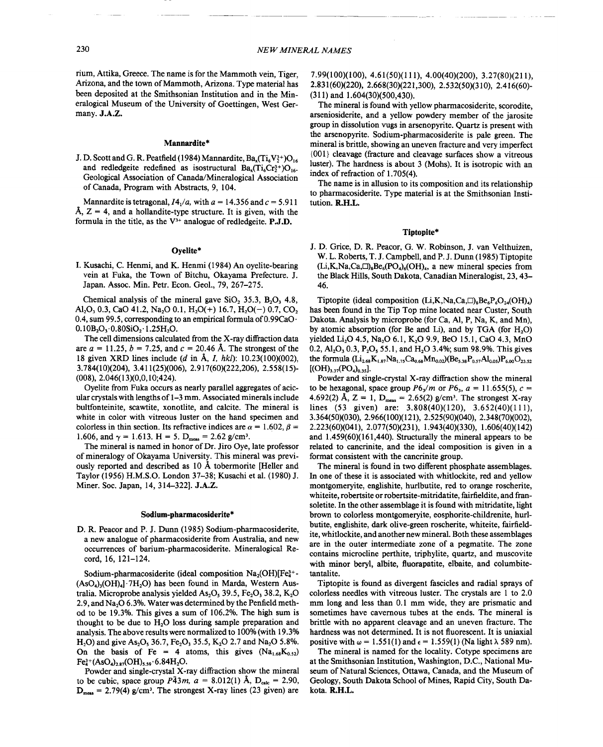rium, Attika, Greece. The name is for the Mammoth vein, Tiger, Arizona, and the town of Mammoth, Arizona. Type material has been deposited at the Smithsonian Institution and in the Mineralogical Museum of the University of Goettingen, West Germany. **J.A.Z.**

### Mannardite*

J. D. Scott and G. R. Peatfield (1984) Mannardite, $Ba_x(Ti_6V_2^{3+})O_{16}$ and redledgeite redefined as isostructural $Ba_x(Ti_6Cr_2^{3+})O_{16}$. Geological Association of Canada/Mineralogical Association of Canada, Program with Abstracts, 9, 104.

Mannardite is tetragonal, $I4_1/a$, with $a = 14.356$ and $c = 5.911$ Å, Z = 4, and a hollandite-type structure. It is given, with the formula in the title, as the $V^{3+}$ analogue of redledgeite. **P.J.D.**

### Oyelite*

I. Kusachi, C. Henmi, and K. Henmi (1984) An oyelite-bearing vein at Fuka, the Town of Bitchu, Okayama Prefecture. J. Japan. Assoc. Min. Petr. Econ. Geol., 79, 267–275.

Chemical analysis of the mineral gave $SiO_2$ 35.3, $B_2O_3$ 4.8, $Al_2O_3$ 0.3, CaO 41.2, $Na_2O$ 0.1, $H_2O(+)$ 16.7, $H_2O(-)$ 0.7, $CO_2$ 0.4, sum 99.5, corresponding to an empirical formula of $0.99CaO \cdot 0.10B_2O_3 \cdot 0.80SiO_2 \cdot 1.25H_2O$.

The cell dimensions calculated from the X-ray diffraction data are $a = 11.25$, $b = 7.25$, and $c = 20.46$ Å. The strongest of the 18 given XRD lines include (*d* in Å, *I*, *hkl*): 10.23(100)(002), 3.784(10)(204), 3.411(25)(006), 2.917(60)(222,206), 2.558(15)(008), 2.046(13)(0,0,10;424).

Oyelite from Fuka occurs as nearly parallel aggregates of acicular crystals with lengths of 1–3 mm. Associated minerals include bultfonteinite, scawtite, xonotlite, and calcite. The mineral is white in color with vitreous luster on the hand specimen and colorless in thin section. Its refractive indices are $\alpha = 1.602$, $\beta = 1.606$, and $\gamma = 1.613$. H = 5. $D_{meas} = 2.62$ g/cm³.

The mineral is named in honor of Dr. Jiro Oye, late professor of mineralogy of Okayama University. This mineral was previously reported and described as 10 Å tobermorite [Heller and Taylor (1956) H.M.S.O. London 37–38; Kusachi et al. (1980) J. Miner. Soc. Japan, 14, 314–322]. **J.A.Z.**

### Sodium-pharmacosiderite*

D. R. Peacor and P. J. Dunn (1985) Sodium-pharmacosiderite, a new analogue of pharmacosiderite from Australia, and new occurrences of barium-pharmacosiderite. Mineralogical Record, 16, 121–124.

Sodium-pharmacosiderite (ideal composition $Na_2(OH)[Fe_4^{3+}(AsO_4)_3(OH)_4] \cdot 7H_2O$) has been found in Marda, Western Australia. Microprobe analysis yielded $As_2O_5$ 39.5, $Fe_2O_3$ 38.2, $K_2O$ 2.9, and $Na_2O$ 6.3%. Water was determined by the Penfield method to be 19.3%. This gives a sum of 106.2%. The high sum is thought to be due to $H_2O$ loss during sample preparation and analysis. The above results were normalized to 100% (with 19.3% $H_2O$) and give $As_2O_5$ 36.7, $Fe_2O_3$ 35.5, $K_2O$ 2.7 and $Na_2O$ 5.8%. On the basis of Fe = 4 atoms, this gives $(Na_{1.68}K_{0.52})Fe_4^{3+}(AsO_4)_{2.87}(OH)_{5.59} \cdot 6.84H_2O$.

Powder and single-crystal X-ray diffraction show the mineral to be cubic, space group $P\bar{4}3m$, $a = 8.012(1)$ Å, $D_{calc} = 2.90$, $D_{meas} = 2.79(4)$ g/cm³. The strongest X-ray lines (23 given) are 7.99(100)(100), 4.61(50)(111), 4.00(40)(200), 3.27(80)(211), 2.831(60)(220), 2.668(30)(221,300), 2.532(50)(310), 2.416(60)(311) and 1.604(30)(500,430).

The mineral is found with yellow pharmacosiderite, scorodite, arseniosiderite, and a yellow powdery member of the jarosite group in dissolution vugs in arsenopyrite. Quartz is present with the arsenopyrite. Sodium-pharmacosiderite is pale green. The mineral is brittle, showing an uneven fracture and very imperfect {001} cleavage (fracture and cleavage surfaces show a vitreous luster). The hardness is about 3 (Mohs). It is isotropic with an index of refraction of 1.705(4).

The name is in allusion to its composition and its relationship to pharmacosiderite. Type material is at the Smithsonian Institution. **R.H.L.**

### Tiptopite*

J. D. Grice, D. R. Peacor, G. W. Robinson, J. van Velthuizen, W. L. Roberts, T. J. Campbell, and P. J. Dunn (1985) Tiptopite $(Li,K,Na,Ca,\square)_8Be_6(PO_4)_6(OH)_4$, a new mineral species from the Black Hills, South Dakota, Canadian Mineralogist, 23, 43–46.

Tiptopite (ideal composition $(Li,K,Na,Ca,\square)_8Be_6P_6O_{24}(OH)_4$) has been found in the Tip Top mine located near Custer, South Dakota. Analysis by microprobe (for Ca, Al, P, Na, K, and Mn), by atomic absorption (for Be and Li), and by TGA (for $H_2O$) yielded $Li_2O$ 4.5, $Na_2O$ 6.1, $K_2O$ 9.9, BeO 15.1, CaO 4.3, MnO 0.2, $Al_2O_3$ 0.3, $P_2O_5$ 55.1, and $H_2O$ 3.4%; sum 98.9%. This gives the formula $(Li_{2.68}K_{1.87}Na_{1.75}Ca_{0.68}Mn_{0.02})(Be_{5.38}P_{0.57}Al_{0.05})P_{6.00}O_{23.52}[(OH)_{3.37}(PO_4)_{0.35}]$.

Powder and single-crystal X-ray diffraction show the mineral to be hexagonal, space group $P6_3/m$ or $P6_3$, $a = 11.655(5)$, $c = 4.692(2)$ Å, Z = 1, $D_{meas} = 2.65(2)$ g/cm³. The strongest X-ray lines (53 given) are: 3.808(40)(120), 3.652(40)(111), 3.364(50)(030), 2.966(100)(121), 2.525(90)(040), 2.348(70)(002), 2.223(60)(041), 2.077(50)(231), 1.943(40)(330), 1.606(40)(142) and 1.459(60)(161,440). Structurally the mineral appears to be related to cancrinite, and the ideal composition is given in a format consistent with the cancrinite group.

The mineral is found in two different phosphate assemblages. In one of these it is associated with whitlockite, red and yellow montgomeryite, englishite, hurlbutite, red to orange roscherite, whiteite, robertsite or robertsite-mitridatite, fairfieldite, and fransoletite. In the other assemblage it is found with mitridatite, light brown to colorless montgomeryite, eosphorite-childrenite, hurlbutite, englishite, dark olive-green roscherite, whiteite, fairfieldite, whitlockite, and another new mineral. Both these assemblages are in the outer intermediate zone of a pegmatite. The zone contains microcline perthite, triphylite, quartz, and muscovite with minor beryl, albite, fluorapatite, elbaite, and columbite-tantalite.

Tiptopite is found as divergent fascicles and radial sprays of colorless needles with vitreous luster. The crystals are 1 to 2.0 mm long and less than 0.1 mm wide, they are prismatic and sometimes have cavernous tubes at the ends. The mineral is brittle with no apparent cleavage and an uneven fracture. The hardness was not determined. It is not fluorescent. It is uniaxial positive with $\omega = 1.551(1)$ and $\epsilon = 1.559(1)$ (Na light $\lambda$ 589 nm).

The mineral is named for the locality. Cotype specimens are at the Smithsonian Institution, Washington, D.C., National Museum of Natural Sciences, Ottawa, Canada, and the Museum of Geology, South Dakota School of Mines, Rapid City, South Dakota. **R.H.L.**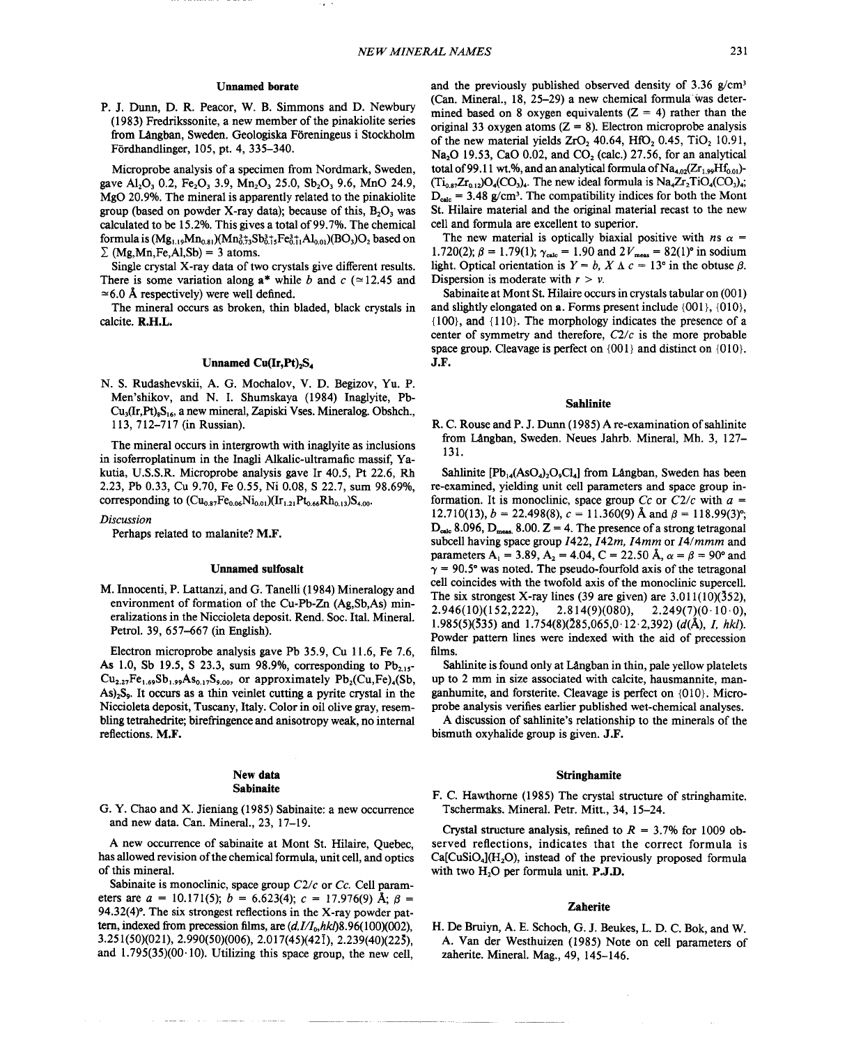## Unnamed borate

P. J. Dunn, D. R. Peacor, W. B. Simmons and D. Newbury (1983) Fredrikssonite, a new member of the pinakiolite series from Långban, Sweden. Geologiska Föreningeus i Stockholm Fördhandlinger, 105, pt. 4, 335–340.

Microprobe analysis of a specimen from Nordmark, Sweden, gave $Al_2O_3$ 0.2, $Fe_2O_3$ 3.9, $Mn_2O_3$ 25.0, $Sb_2O_3$ 9.6, MnO 24.9, MgO 20.9%. The mineral is apparently related to the pinakiolite group (based on powder X-ray data); because of this, $B_2O_3$ was calculated to be 15.2%. This gives a total of 99.7%. The chemical formula is $(Mg_{1.19}Mn_{0.81})(Mn^{3+}_{0.73}Sb^{3+}_{0.15}Fe^{3+}_{0.11}Al_{0.01})(BO_3)O_2$ based on $\Sigma$ (Mg,Mn,Fe,Al,Sb) = 3 atoms.

Single crystal X-ray data of two crystals give different results. There is some variation along **a*** while *b* and *c* ($\simeq$12.45 and $\simeq$6.0 Å respectively) were well defined.

The mineral occurs as broken, thin bladed, black crystals in calcite. **R.H.L.**

## Unnamed $Cu(Ir,Pt)_2S_4$

N. S. Rudashevskii, A. G. Mochalov, V. D. Begizov, Yu. P. Men'shikov, and N. I. Shumskaya (1984) Inaglyite, $PbCu_3(Ir,Pt)_8S_{16}$, a new mineral, Zapiski Vses. Mineralog. Obshch., 113, 712–717 (in Russian).

The mineral occurs in intergrowth with inaglyite as inclusions in isoferroplatinum in the Inagli Alkalic-ultramafic massif, Yakutia, U.S.S.R. Microprobe analysis gave Ir 40.5, Pt 22.6, Rh 2.23, Pb 0.33, Cu 9.70, Fe 0.55, Ni 0.08, S 22.7, sum 98.69%, corresponding to $(Cu_{0.87}Fe_{0.06}Ni_{0.01})(Ir_{1.21}Pt_{0.66}Rh_{0.13})S_{4.00}$.

*Discussion*

Perhaps related to malanite? **M.F.**

## Unnamed sulfosalt

M. Innocenti, P. Lattanzi, and G. Tanelli (1984) Mineralogy and environment of formation of the Cu-Pb-Zn (Ag,Sb,As) mineralizations in the Niccioleta deposit. Rend. Soc. Ital. Mineral. Petrol. 39, 657–667 (in English).

Electron microprobe analysis gave Pb 35.9, Cu 11.6, Fe 7.6, As 1.0, Sb 19.5, S 23.3, sum 98.9%, corresponding to $Pb_{2.15}Cu_{2.27}Fe_{1.69}Sb_{1.99}As_{0.17}S_{9.00}$, or approximately $Pb_2(Cu,Fe)_4(Sb,As)_2S_9$. It occurs as a thin veinlet cutting a pyrite crystal in the Niccioleta deposit, Tuscany, Italy. Color in oil olive gray, resembling tetrahedrite; birefringence and anisotropy weak, no internal reflections. **M.F.**

## New data
## Sabinaite

G. Y. Chao and X. Jieniang (1985) Sabinaite: a new occurrence and new data. Can. Mineral., 23, 17–19.

A new occurrence of sabinaite at Mont St. Hilaire, Quebec, has allowed revision of the chemical formula, unit cell, and optics of this mineral.

Sabinaite is monoclinic, space group *C2/c* or *Cc*. Cell parameters are $a$ = 10.171(5); $b$ = 6.623(4); $c$ = 17.976(9) Å; $\beta$ = 94.32(4)°. The six strongest reflections in the X-ray powder pattern, indexed from precession films, are ($d,I/I_0,hkl$)8.96(100)(002), 3.251(50)(021), 2.990(50)(006), 2.017(45)(42$\bar{1}$), 2.239(40)(22$\bar{5}$), and 1.795(35)(00·10). Utilizing this space group, the new cell, and the previously published observed density of 3.36 g/cm³ (Can. Mineral., 18, 25–29) a new chemical formula was determined based on 8 oxygen equivalents (Z = 4) rather than the original 33 oxygen atoms (Z = 8). Electron microprobe analysis of the new material yields $ZrO_2$ 40.64, $HfO_2$ 0.45, $TiO_2$ 10.91, $Na_2O$ 19.53, CaO 0.02, and $CO_2$ (calc.) 27.56, for an analytical total of 99.11 wt.%, and an analytical formula of $Na_{4.02}(Zr_{1.99}Hf_{0.01})(Ti_{0.87}Zr_{0.12})O_4(CO_3)_4$. The new ideal formula is $Na_4Zr_2TiO_4(CO_3)_4$; $D_{calc}$ = 3.48 g/cm³. The compatibility indices for both the Mont St. Hilaire material and the original material recast to the new cell and formula are excellent to superior.

The new material is optically biaxial positive with *n*s $\alpha$ = 1.720(2); $\beta$ = 1.79(1); $\gamma_{calc}$ = 1.90 and $2V_{meas}$ = 82(1)° in sodium light. Optical orientation is $Y = b$, $X \wedge c$ = 13° in the obtuse $\beta$. Dispersion is moderate with $r > v$.

Sabinaite at Mont St. Hilaire occurs in crystals tabular on (001) and slightly elongated on **a**. Forms present include {001}, {010}, {100}, and {110}. The morphology indicates the presence of a center of symmetry and therefore, *C2/c* is the more probable space group. Cleavage is perfect on {001} and distinct on {010}. **J.F.**

## Sahlinite

R. C. Rouse and P. J. Dunn (1985) A re-examination of sahlinite from Långban, Sweden. Neues Jahrb. Mineral, Mh. 3, 127–131.

Sahlinite $[Pb_{14}(AsO_4)_2O_9Cl_4]$ from Långban, Sweden has been re-examined, yielding unit cell parameters and space group information. It is monoclinic, space group *Cc* or *C2/c* with $a$ = 12.710(13), $b$ = 22.498(8), $c$ = 11.360(9) Å and $\beta$ = 118.99(3)°; $D_{calc}$ 8.096, $D_{meas}$ 8.00. Z = 4. The presence of a strong tetragonal subcell having space group *I*422, *I*42*m*, *I*4*mm* or *I*4/*mmm* and parameters $A_1$ = 3.89, $A_2$ = 4.04, C = 22.50 Å, $\alpha = \beta$ = 90° and $\gamma$ = 90.5° was noted. The pseudo-fourfold axis of the tetragonal cell coincides with the twofold axis of the monoclinic supercell. The six strongest X-ray lines (39 are given) are 3.011(10)($\bar{3}$52), 2.946(10)(152,222), 2.814(9)(080), 2.249(7)(0·10·0), 1.985(5)($\bar{5}$35) and 1.754(8)($\bar{2}$85,065,0·12·2,392) ($d$(Å), $I$, $hkl$). Powder pattern lines were indexed with the aid of precession films.

Sahlinite is found only at Långban in thin, pale yellow platelets up to 2 mm in size associated with calcite, hausmannite, manganhumite, and forsterite. Cleavage is perfect on {010}. Microprobe analysis verifies earlier published wet-chemical analyses.

A discussion of sahlinite's relationship to the minerals of the bismuth oxyhalide group is given. **J.F.**

## Stringhamite

F. C. Hawthorne (1985) The crystal structure of stringhamite. Tschermaks. Mineral. Petr. Mitt., 34, 15–24.

Crystal structure analysis, refined to $R$ = 3.7% for 1009 observed reflections, indicates that the correct formula is $Ca[CuSiO_4](H_2O)$, instead of the previously proposed formula with two $H_2O$ per formula unit. **P.J.D.**

## Zaherite

H. De Bruiyn, A. E. Schoch, G. J. Beukes, L. D. C. Bok, and W. A. Van der Westhuizen (1985) Note on cell parameters of zaherite. Mineral. Mag., 49, 145–146.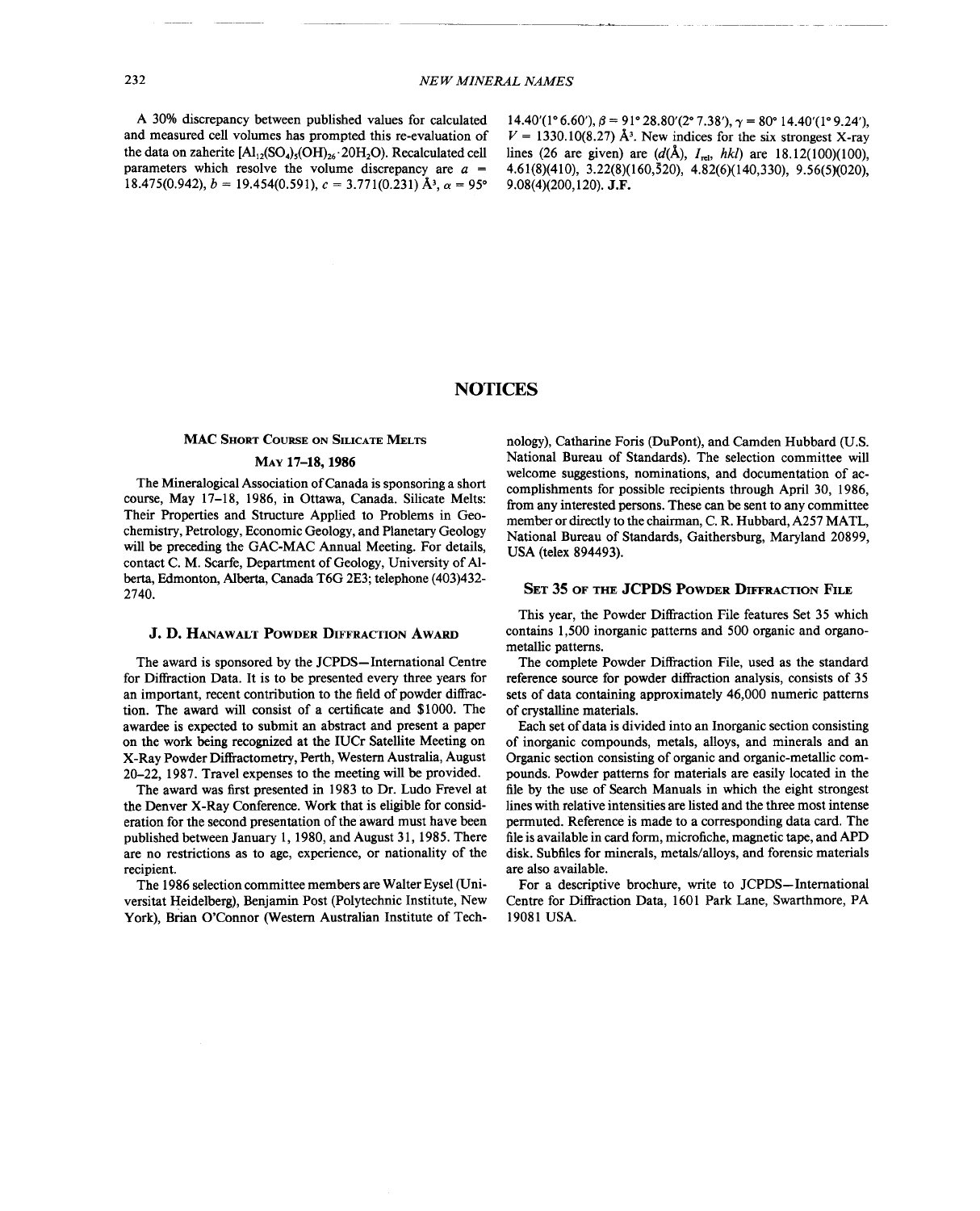A 30% discrepancy between published values for calculated and measured cell volumes has prompted this re-evaluation of the data on zaherite [$Al_{12}(SO_4)_5(OH)_{26} \cdot 20H_2O$). Recalculated cell parameters which resolve the volume discrepancy are $a$ = 18.475(0.942), $b$ = 19.454(0.591), $c$ = 3.771(0.231) Å$^3$, $\alpha$ = 95° 14.40′(1° 6.60′), $\beta$ = 91° 28.80′(2° 7.38′), $\gamma$ = 80° 14.40′(1° 9.24′), $V$ = 1330.10(8.27) Å$^3$. New indices for the six strongest X-ray lines (26 are given) are ($d$(Å), $I_{rel}$, $hkl$) are 18.12(100)(100), 4.61(8)(410), 3.22(8)(160,$\bar{5}$20), 4.82(6)(140,330), 9.56(5)(020), 9.08(4)(200,120). **J.F.**

# NOTICES

## MAC Short Course on Silicate Melts

### May 17–18, 1986

The Mineralogical Association of Canada is sponsoring a short course, May 17–18, 1986, in Ottawa, Canada. Silicate Melts: Their Properties and Structure Applied to Problems in Geochemistry, Petrology, Economic Geology, and Planetary Geology will be preceding the GAC-MAC Annual Meeting. For details, contact C. M. Scarfe, Department of Geology, University of Alberta, Edmonton, Alberta, Canada T6G 2E3; telephone (403)432-2740.

## J. D. Hanawalt Powder Diffraction Award

The award is sponsored by the JCPDS—International Centre for Diffraction Data. It is to be presented every three years for an important, recent contribution to the field of powder diffraction. The award will consist of a certificate and $1000. The awardee is expected to submit an abstract and present a paper on the work being recognized at the IUCr Satellite Meeting on X-Ray Powder Diffractometry, Perth, Western Australia, August 20–22, 1987. Travel expenses to the meeting will be provided.

The award was first presented in 1983 to Dr. Ludo Frevel at the Denver X-Ray Conference. Work that is eligible for consideration for the second presentation of the award must have been published between January 1, 1980, and August 31, 1985. There are no restrictions as to age, experience, or nationality of the recipient.

The 1986 selection committee members are Walter Eysel (Universitat Heidelberg), Benjamin Post (Polytechnic Institute, New York), Brian O'Connor (Western Australian Institute of Technology), Catharine Foris (DuPont), and Camden Hubbard (U.S. National Bureau of Standards). The selection committee will welcome suggestions, nominations, and documentation of accomplishments for possible recipients through April 30, 1986, from any interested persons. These can be sent to any committee member or directly to the chairman, C. R. Hubbard, A257 MATL, National Bureau of Standards, Gaithersburg, Maryland 20899, USA (telex 894493).

## Set 35 of the JCPDS Powder Diffraction File

This year, the Powder Diffraction File features Set 35 which contains 1,500 inorganic patterns and 500 organic and organometallic patterns.

The complete Powder Diffraction File, used as the standard reference source for powder diffraction analysis, consists of 35 sets of data containing approximately 46,000 numeric patterns of crystalline materials.

Each set of data is divided into an Inorganic section consisting of inorganic compounds, metals, alloys, and minerals and an Organic section consisting of organic and organic-metallic compounds. Powder patterns for materials are easily located in the file by the use of Search Manuals in which the eight strongest lines with relative intensities are listed and the three most intense permuted. Reference is made to a corresponding data card. The file is available in card form, microfiche, magnetic tape, and APD disk. Subfiles for minerals, metals/alloys, and forensic materials are also available.

For a descriptive brochure, write to JCPDS—International Centre for Diffraction Data, 1601 Park Lane, Swarthmore, PA 19081 USA.